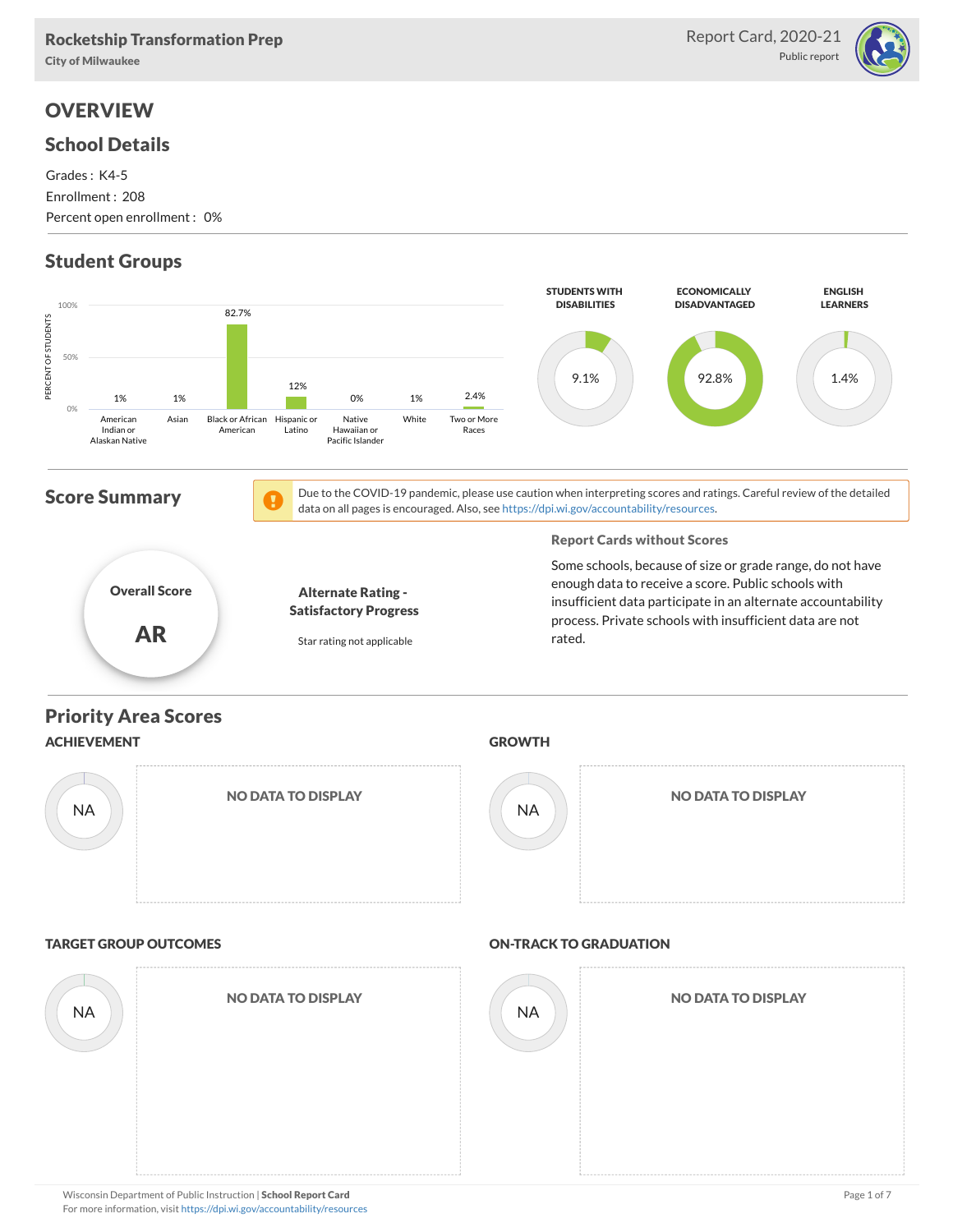Rocketship Transformation Prep
City of Milwaukee

Report Card, 2020-21
Public report

# OVERVIEW

## School Details

Grades : K4-5
Enrollment : 208
Percent open enrollment : 0%

## Student Groups

| Student Group | Percent of Students |
|---|---|
| American Indian or Alaskan Native | 1% |
| Asian | 1% |
| Black or African American | 82.7% |
| Hispanic or Latino | 12% |
| Native Hawaiian or Pacific Islander | 0% |
| White | 1% |
| Two or More Races | 2.4% |

| STUDENTS WITH DISABILITIES | ECONOMICALLY DISADVANTAGED | ENGLISH LEARNERS |
|---|---|---|
| 9.1% | 92.8% | 1.4% |

## Score Summary

Due to the COVID-19 pandemic, please use caution when interpreting scores and ratings. Careful review of the detailed data on all pages is encouraged. Also, see https://dpi.wi.gov/accountability/resources.

**Overall Score**

**AR**

**Alternate Rating - Satisfactory Progress**

Star rating not applicable

### Report Cards without Scores

Some schools, because of size or grade range, do not have enough data to receive a score. Public schools with insufficient data participate in an alternate accountability process. Private schools with insufficient data are not rated.

## Priority Area Scores

### ACHIEVEMENT

NA

NO DATA TO DISPLAY

### GROWTH

NA

NO DATA TO DISPLAY

### TARGET GROUP OUTCOMES

NA

NO DATA TO DISPLAY

### ON-TRACK TO GRADUATION

NA

NO DATA TO DISPLAY

Wisconsin Department of Public Instruction | **School Report Card**
For more information, visit https://dpi.wi.gov/accountability/resources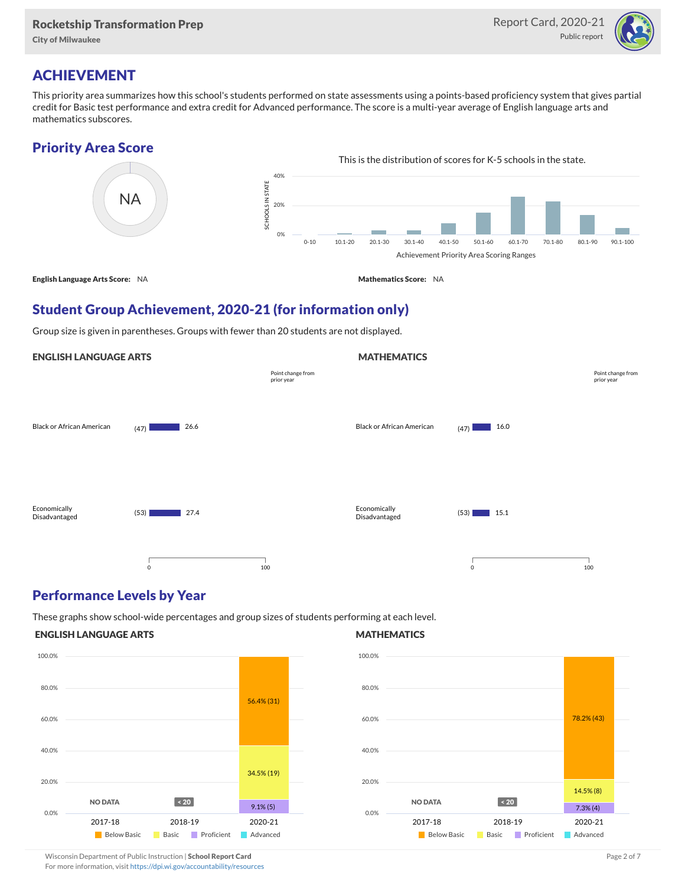## ACHIEVEMENT

This priority area summarizes how this school's students performed on state assessments using a points-based proficiency system that gives partial credit for Basic test performance and extra credit for Advanced performance. The score is a multi-year average of English language arts and mathematics subscores.

### Priority Area Score

NA

This is the distribution of scores for K-5 schools in the state.

**English Language Arts Score:** NA

**Mathematics Score:** NA

### Student Group Achievement, 2020-21 (for information only)

Group size is given in parentheses. Groups with fewer than 20 students are not displayed.

#### ENGLISH LANGUAGE ARTS

| Group | Size | Score | Point change from prior year |
|---|---|---|---|
| Black or African American | (47) | 26.6 | |
| Economically Disadvantaged | (53) | 27.4 | |

#### MATHEMATICS

| Group | Size | Score | Point change from prior year |
|---|---|---|---|
| Black or African American | (47) | 16.0 | |
| Economically Disadvantaged | (53) | 15.1 | |

### Performance Levels by Year

These graphs show school-wide percentages and group sizes of students performing at each level.

#### ENGLISH LANGUAGE ARTS

| Year | Below Basic | Basic | Proficient | Advanced |
|---|---|---|---|---|
| 2017-18 | NO DATA | | | |
| 2018-19 | < 20 | | | |
| 2020-21 | 56.4% (31) | 34.5% (19) | 9.1% (5) | |

#### MATHEMATICS

| Year | Below Basic | Basic | Proficient | Advanced |
|---|---|---|---|---|
| 2017-18 | NO DATA | | | |
| 2018-19 | < 20 | | | |
| 2020-21 | 78.2% (43) | 14.5% (8) | 7.3% (4) | |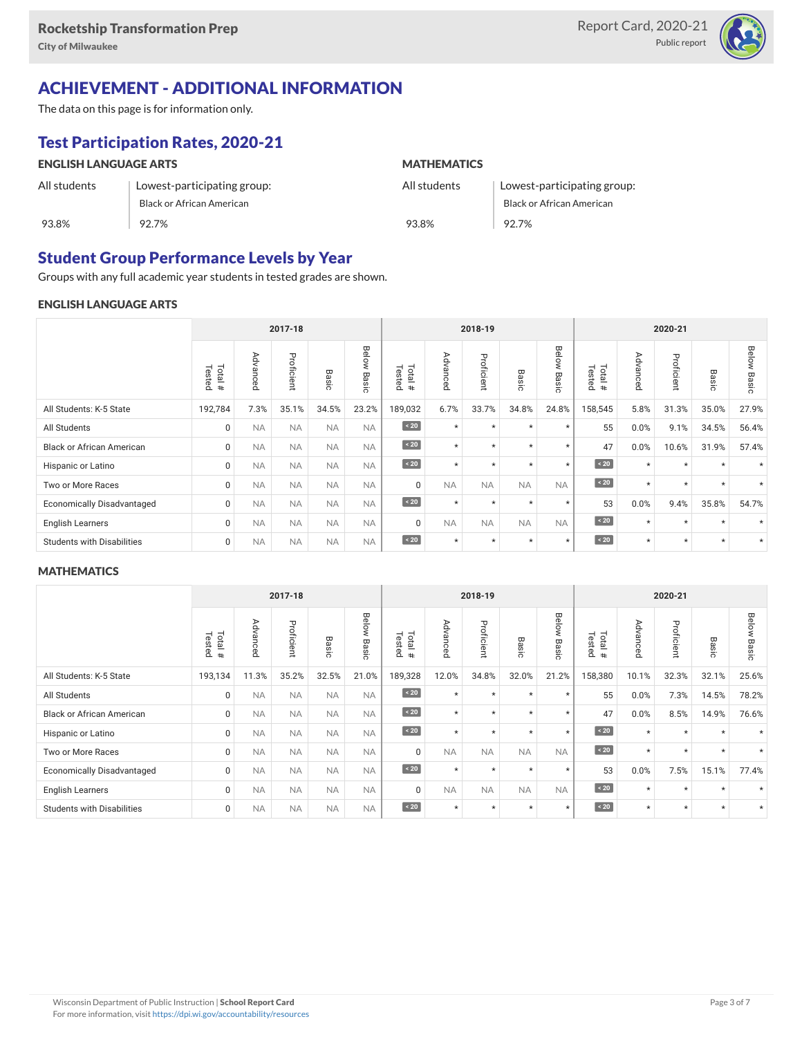## ACHIEVEMENT - ADDITIONAL INFORMATION

The data on this page is for information only.

### Test Participation Rates, 2020-21

| ENGLISH LANGUAGE ARTS | | MATHEMATICS | |
|---|---|---|---|
| All students | Lowest-participating group: Black or African American | All students | Lowest-participating group: Black or African American |
| 93.8% | 92.7% | 93.8% | 92.7% |

### Student Group Performance Levels by Year

Groups with any full academic year students in tested grades are shown.

#### ENGLISH LANGUAGE ARTS

| | 2017-18 | | | | | 2018-19 | | | | | 2020-21 | | | | |
|---|---|---|---|---|---|---|---|---|---|---|---|---|---|---|---|
| | Total # Tested | Advanced | Proficient | Basic | Below Basic | Total # Tested | Advanced | Proficient | Basic | Below Basic | Total # Tested | Advanced | Proficient | Basic | Below Basic |
| All Students: K-5 State | 192,784 | 7.3% | 35.1% | 34.5% | 23.2% | 189,032 | 6.7% | 33.7% | 34.8% | 24.8% | 158,545 | 5.8% | 31.3% | 35.0% | 27.9% |
| All Students | 0 | NA | NA | NA | NA | < 20 | * | * | * | * | 55 | 0.0% | 9.1% | 34.5% | 56.4% |
| Black or African American | 0 | NA | NA | NA | NA | < 20 | * | * | * | * | 47 | 0.0% | 10.6% | 31.9% | 57.4% |
| Hispanic or Latino | 0 | NA | NA | NA | NA | < 20 | * | * | * | * | < 20 | * | * | * | * |
| Two or More Races | 0 | NA | NA | NA | NA | 0 | NA | NA | NA | NA | < 20 | * | * | * | * |
| Economically Disadvantaged | 0 | NA | NA | NA | NA | < 20 | * | * | * | * | 53 | 0.0% | 9.4% | 35.8% | 54.7% |
| English Learners | 0 | NA | NA | NA | NA | 0 | NA | NA | NA | NA | < 20 | * | * | * | * |
| Students with Disabilities | 0 | NA | NA | NA | NA | < 20 | * | * | * | * | < 20 | * | * | * | * |

#### MATHEMATICS

| | 2017-18 | | | | | 2018-19 | | | | | 2020-21 | | | | |
|---|---|---|---|---|---|---|---|---|---|---|---|---|---|---|---|
| | Total # Tested | Advanced | Proficient | Basic | Below Basic | Total # Tested | Advanced | Proficient | Basic | Below Basic | Total # Tested | Advanced | Proficient | Basic | Below Basic |
| All Students: K-5 State | 193,134 | 11.3% | 35.2% | 32.5% | 21.0% | 189,328 | 12.0% | 34.8% | 32.0% | 21.2% | 158,380 | 10.1% | 32.3% | 32.1% | 25.6% |
| All Students | 0 | NA | NA | NA | NA | < 20 | * | * | * | * | 55 | 0.0% | 7.3% | 14.5% | 78.2% |
| Black or African American | 0 | NA | NA | NA | NA | < 20 | * | * | * | * | 47 | 0.0% | 8.5% | 14.9% | 76.6% |
| Hispanic or Latino | 0 | NA | NA | NA | NA | < 20 | * | * | * | * | < 20 | * | * | * | * |
| Two or More Races | 0 | NA | NA | NA | NA | 0 | NA | NA | NA | NA | < 20 | * | * | * | * |
| Economically Disadvantaged | 0 | NA | NA | NA | NA | < 20 | * | * | * | * | 53 | 0.0% | 7.5% | 15.1% | 77.4% |
| English Learners | 0 | NA | NA | NA | NA | 0 | NA | NA | NA | NA | < 20 | * | * | * | * |
| Students with Disabilities | 0 | NA | NA | NA | NA | < 20 | * | * | * | * | < 20 | * | * | * | * |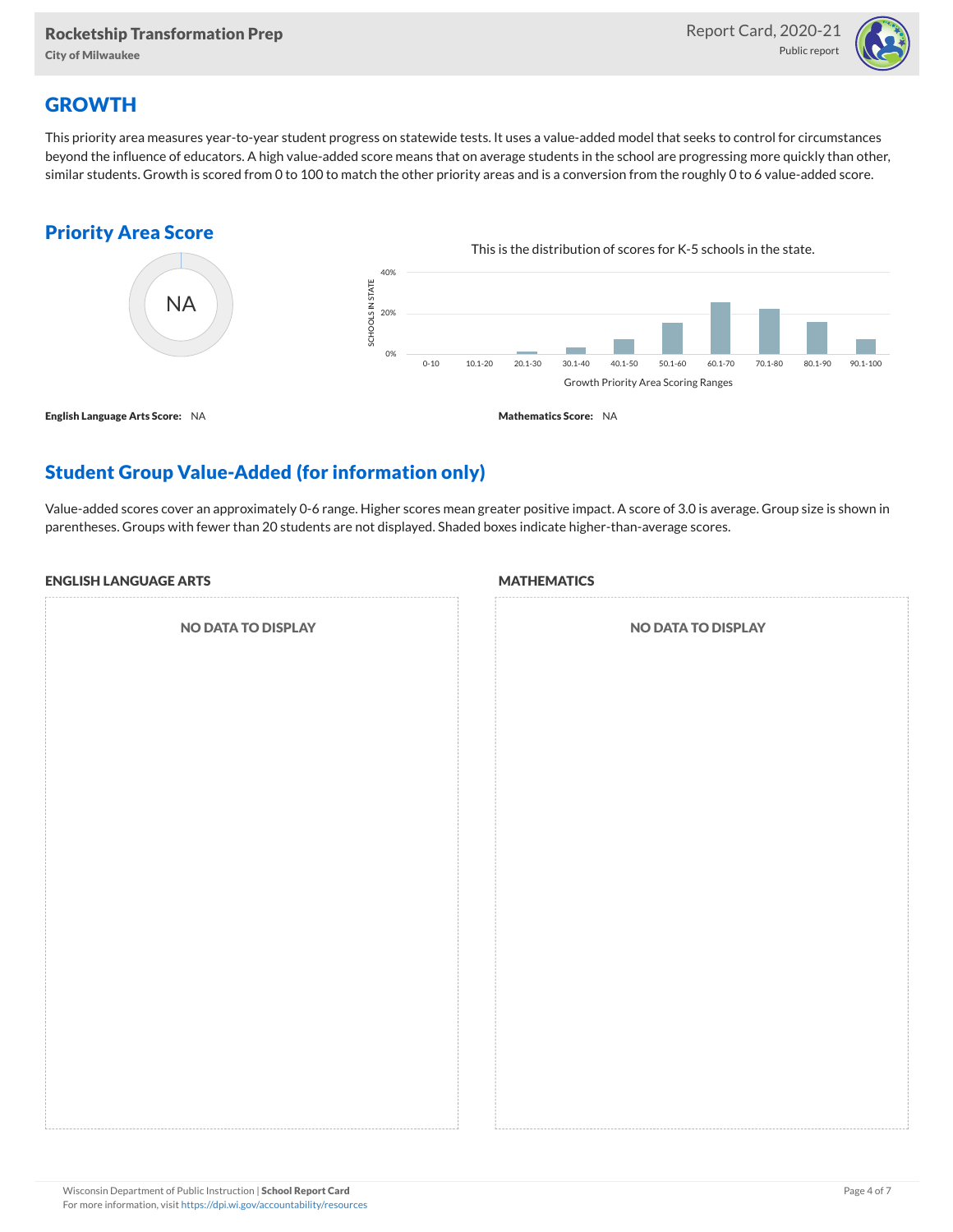## GROWTH

This priority area measures year-to-year student progress on statewide tests. It uses a value-added model that seeks to control for circumstances beyond the influence of educators. A high value-added score means that on average students in the school are progressing more quickly than other, similar students. Growth is scored from 0 to 100 to match the other priority areas and is a conversion from the roughly 0 to 6 value-added score.

### Priority Area Score

NA

This is the distribution of scores for K-5 schools in the state.

**English Language Arts Score:** NA

**Mathematics Score:** NA

### Student Group Value-Added (for information only)

Value-added scores cover an approximately 0-6 range. Higher scores mean greater positive impact. A score of 3.0 is average. Group size is shown in parentheses. Groups with fewer than 20 students are not displayed. Shaded boxes indicate higher-than-average scores.

**ENGLISH LANGUAGE ARTS**

NO DATA TO DISPLAY

**MATHEMATICS**

NO DATA TO DISPLAY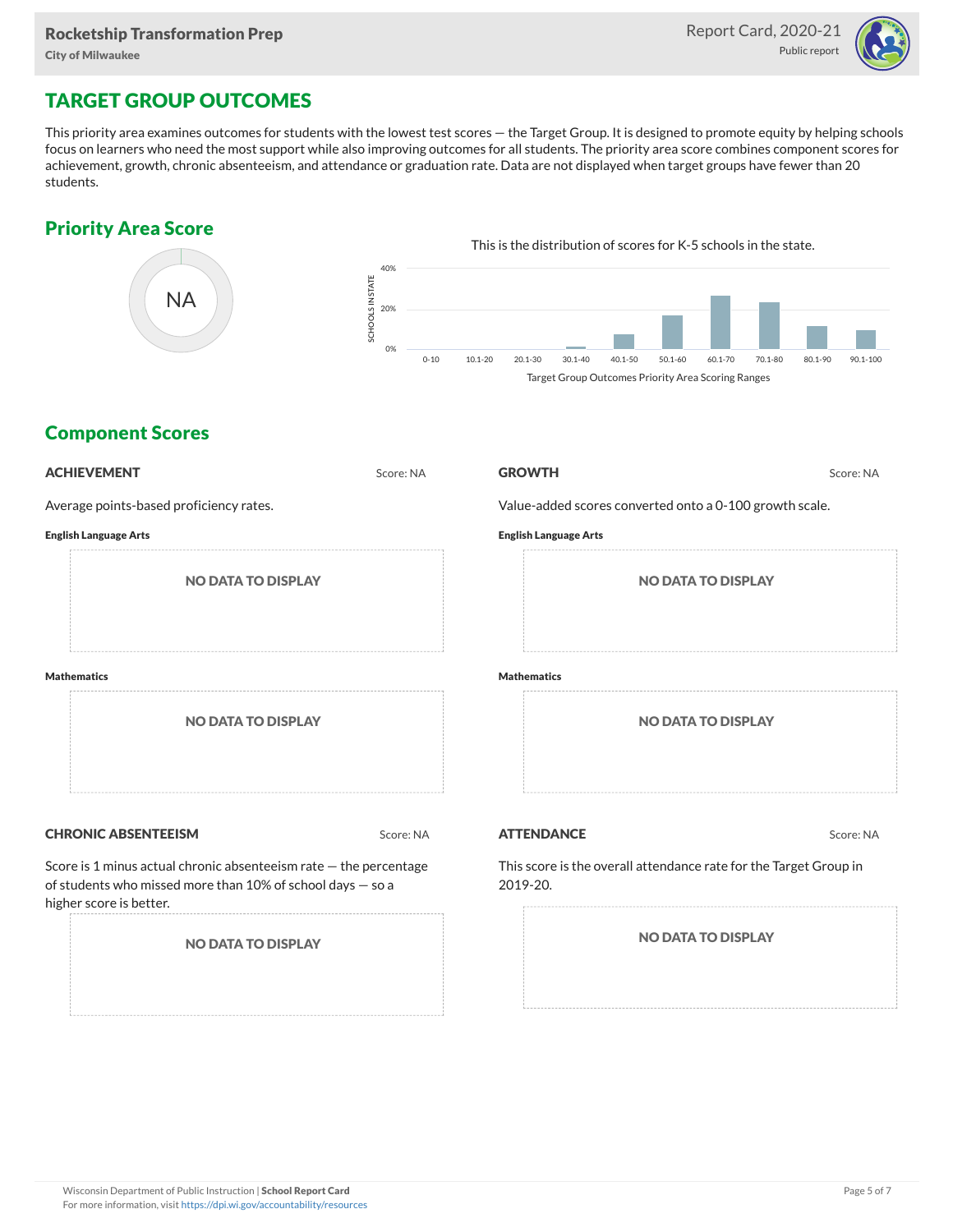# TARGET GROUP OUTCOMES

This priority area examines outcomes for students with the lowest test scores — the Target Group. It is designed to promote equity by helping schools focus on learners who need the most support while also improving outcomes for all students. The priority area score combines component scores for achievement, growth, chronic absenteeism, and attendance or graduation rate. Data are not displayed when target groups have fewer than 20 students.

## Priority Area Score

NA

This is the distribution of scores for K-5 schools in the state.

SCHOOLS IN STATE: 40%, 20%, 0%

0-10, 10.1-20, 20.1-30, 30.1-40, 40.1-50, 50.1-60, 60.1-70, 70.1-80, 80.1-90, 90.1-100

Target Group Outcomes Priority Area Scoring Ranges

## Component Scores

### ACHIEVEMENT

Score: NA

Average points-based proficiency rates.

**English Language Arts**

NO DATA TO DISPLAY

**Mathematics**

NO DATA TO DISPLAY

### GROWTH

Score: NA

Value-added scores converted onto a 0-100 growth scale.

**English Language Arts**

NO DATA TO DISPLAY

**Mathematics**

NO DATA TO DISPLAY

### CHRONIC ABSENTEEISM

Score: NA

Score is 1 minus actual chronic absenteeism rate — the percentage of students who missed more than 10% of school days — so a higher score is better.

NO DATA TO DISPLAY

### ATTENDANCE

Score: NA

This score is the overall attendance rate for the Target Group in 2019-20.

NO DATA TO DISPLAY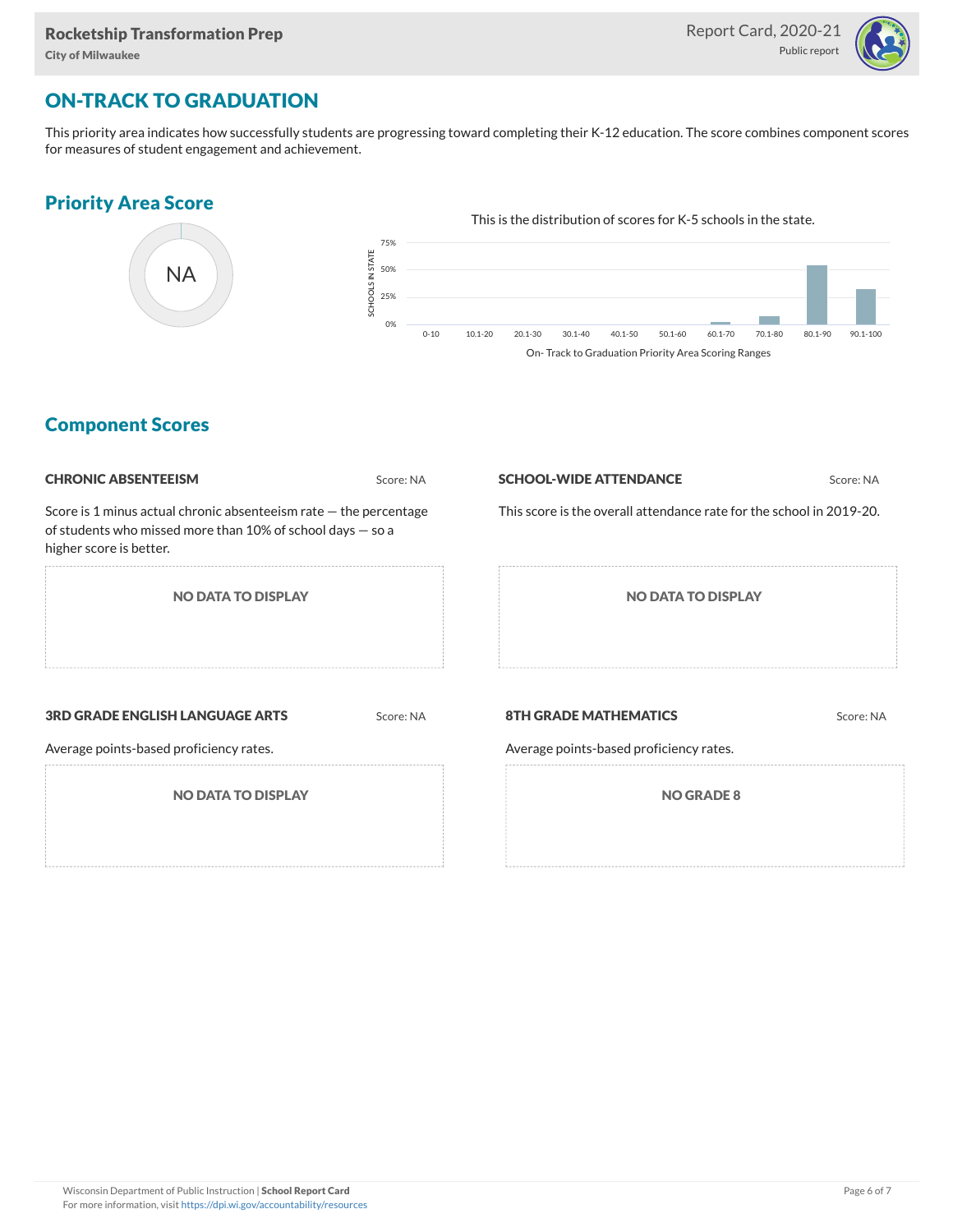## ON-TRACK TO GRADUATION

This priority area indicates how successfully students are progressing toward completing their K-12 education. The score combines component scores for measures of student engagement and achievement.

### Priority Area Score

NA

This is the distribution of scores for K-5 schools in the state.

SCHOOLS IN STATE

75%
50%
25%
0%

0-10 | 10.1-20 | 20.1-30 | 30.1-40 | 40.1-50 | 50.1-60 | 60.1-70 | 70.1-80 | 80.1-90 | 90.1-100

On- Track to Graduation Priority Area Scoring Ranges

### Component Scores

**CHRONIC ABSENTEEISM** Score: NA

Score is 1 minus actual chronic absenteeism rate — the percentage of students who missed more than 10% of school days — so a higher score is better.

NO DATA TO DISPLAY

**SCHOOL-WIDE ATTENDANCE** Score: NA

This score is the overall attendance rate for the school in 2019-20.

NO DATA TO DISPLAY

**3RD GRADE ENGLISH LANGUAGE ARTS** Score: NA

Average points-based proficiency rates.

NO DATA TO DISPLAY

**8TH GRADE MATHEMATICS** Score: NA

Average points-based proficiency rates.

NO GRADE 8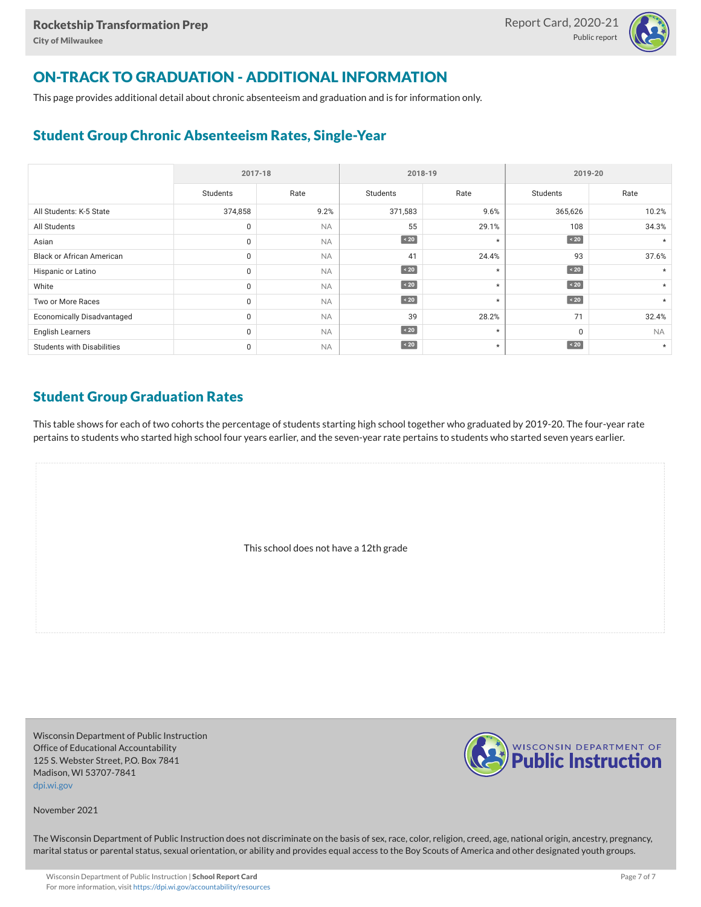## ON-TRACK TO GRADUATION - ADDITIONAL INFORMATION

This page provides additional detail about chronic absenteeism and graduation and is for information only.

### Student Group Chronic Absenteeism Rates, Single-Year

| | 2017-18 | | 2018-19 | | 2019-20 | |
|---|---|---|---|---|---|---|
| | Students | Rate | Students | Rate | Students | Rate |
| All Students: K-5 State | 374,858 | 9.2% | 371,583 | 9.6% | 365,626 | 10.2% |
| All Students | 0 | NA | 55 | 29.1% | 108 | 34.3% |
| Asian | 0 | NA | < 20 | * | < 20 | * |
| Black or African American | 0 | NA | 41 | 24.4% | 93 | 37.6% |
| Hispanic or Latino | 0 | NA | < 20 | * | < 20 | * |
| White | 0 | NA | < 20 | * | < 20 | * |
| Two or More Races | 0 | NA | < 20 | * | < 20 | * |
| Economically Disadvantaged | 0 | NA | 39 | 28.2% | 71 | 32.4% |
| English Learners | 0 | NA | < 20 | * | 0 | NA |
| Students with Disabilities | 0 | NA | < 20 | * | < 20 | * |

### Student Group Graduation Rates

This table shows for each of two cohorts the percentage of students starting high school together who graduated by 2019-20. The four-year rate pertains to students who started high school four years earlier, and the seven-year rate pertains to students who started seven years earlier.

This school does not have a 12th grade

Wisconsin Department of Public Instruction
Office of Educational Accountability
125 S. Webster Street, P.O. Box 7841
Madison, WI 53707-7841
dpi.wi.gov

November 2021

The Wisconsin Department of Public Instruction does not discriminate on the basis of sex, race, color, religion, creed, age, national origin, ancestry, pregnancy, marital status or parental status, sexual orientation, or ability and provides equal access to the Boy Scouts of America and other designated youth groups.